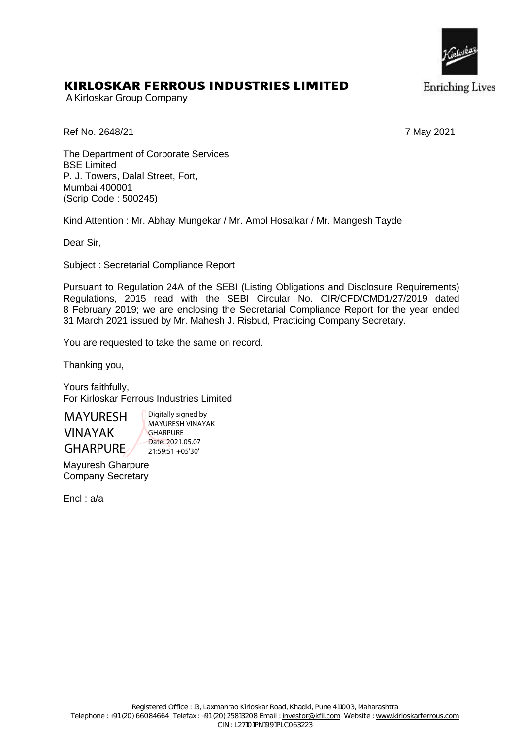# KIRLOSKAR FERROUS INDUSTRIES LIMITED

A Kirloskar Group Company

Enriching Lives

Ref No. 2648/21 7 May 2021

The Department of Corporate Services
BSE Limited
P. J. Towers, Dalal Street, Fort,
Mumbai 400001
(Scrip Code : 500245)

Kind Attention : Mr. Abhay Mungekar / Mr. Amol Hosalkar / Mr. Mangesh Tayde

Dear Sir,

Subject : Secretarial Compliance Report

Pursuant to Regulation 24A of the SEBI (Listing Obligations and Disclosure Requirements) Regulations, 2015 read with the SEBI Circular No. CIR/CFD/CMD1/27/2019 dated 8 February 2019; we are enclosing the Secretarial Compliance Report for the year ended 31 March 2021 issued by Mr. Mahesh J. Risbud, Practicing Company Secretary.

You are requested to take the same on record.

Thanking you,

Yours faithfully,
For Kirloskar Ferrous Industries Limited

MAYURESH VINAYAK GHARPURE

Digitally signed by MAYURESH VINAYAK GHARPURE
Date: 2021.05.07 21:59:51 +05'30'

Mayuresh Gharpure
Company Secretary

Encl : a/a

Registered Office : 13, Laxmanrao Kirloskar Road, Khadki, Pune 411003, Maharashtra
Telephone : +91 (20) 66084664 Telefax : +91 (20) 25813208 Email : investor@kfil.com Website : www.kirloskarferrous.com
CIN : L27101PN1991PLC063223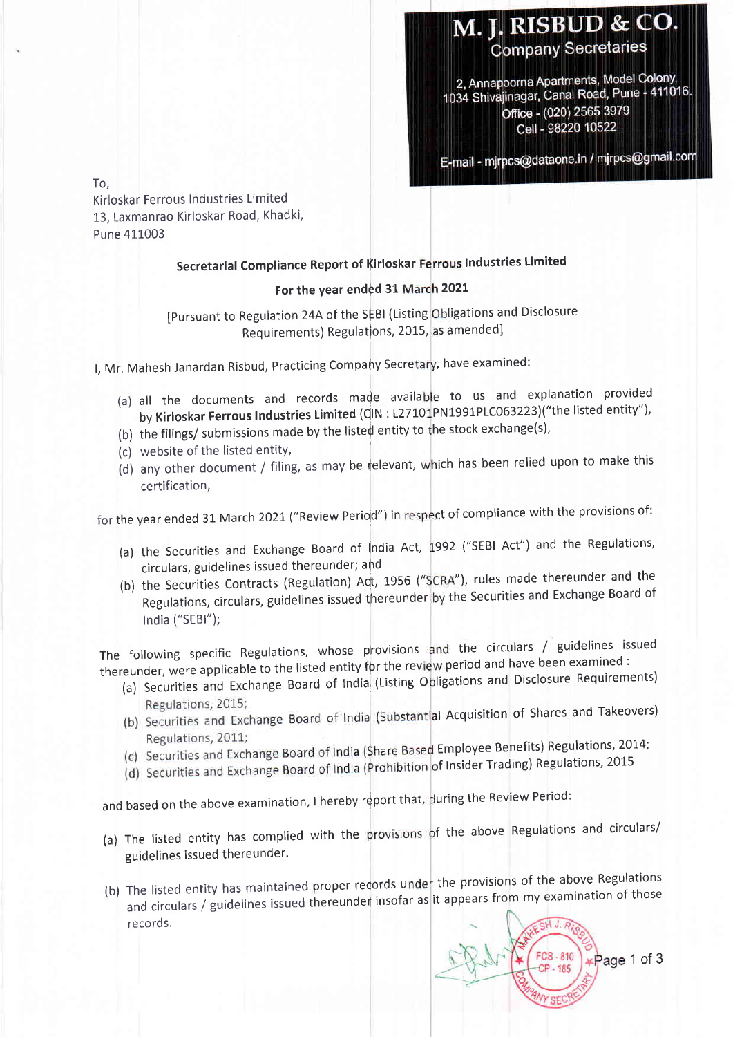# M. J. RISBUD & CO.
Company Secretaries

2, Annapoorna Apartments, Model Colony,
1034 Shivajinagar, Canal Road, Pune - 411016.
Office - (020) 2565 3979
Cell - 98220 10522

E-mail - mjrpcs@dataone.in / mjrpcs@gmail.com

To,
Kirloskar Ferrous Industries Limited
13, Laxmanrao Kirloskar Road, Khadki,
Pune 411003

**Secretarial Compliance Report of Kirloskar Ferrous Industries Limited**

**For the year ended 31 March 2021**

[Pursuant to Regulation 24A of the SEBI (Listing Obligations and Disclosure Requirements) Regulations, 2015, as amended]

I, Mr. Mahesh Janardan Risbud, Practicing Company Secretary, have examined:

(a) all the documents and records made available to us and explanation provided by **Kirloskar Ferrous Industries Limited** (CIN : L27101PN1991PLC063223)("the listed entity"),
(b) the filings/ submissions made by the listed entity to the stock exchange(s),
(c) website of the listed entity,
(d) any other document / filing, as may be relevant, which has been relied upon to make this certification,

for the year ended 31 March 2021 ("Review Period") in respect of compliance with the provisions of:

(a) the Securities and Exchange Board of India Act, 1992 ("SEBI Act") and the Regulations, circulars, guidelines issued thereunder; and
(b) the Securities Contracts (Regulation) Act, 1956 ("SCRA"), rules made thereunder and the Regulations, circulars, guidelines issued thereunder by the Securities and Exchange Board of India ("SEBI");

The following specific Regulations, whose provisions and the circulars / guidelines issued thereunder, were applicable to the listed entity for the review period and have been examined :

(a) Securities and Exchange Board of India (Listing Obligations and Disclosure Requirements) Regulations, 2015;
(b) Securities and Exchange Board of India (Substantial Acquisition of Shares and Takeovers) Regulations, 2011;
(c) Securities and Exchange Board of India (Share Based Employee Benefits) Regulations, 2014;
(d) Securities and Exchange Board of India (Prohibition of Insider Trading) Regulations, 2015

and based on the above examination, I hereby report that, during the Review Period:

(a) The listed entity has complied with the provisions of the above Regulations and circulars/ guidelines issued thereunder.

(b) The listed entity has maintained proper records under the provisions of the above Regulations and circulars / guidelines issued thereunder insofar as it appears from my examination of those records.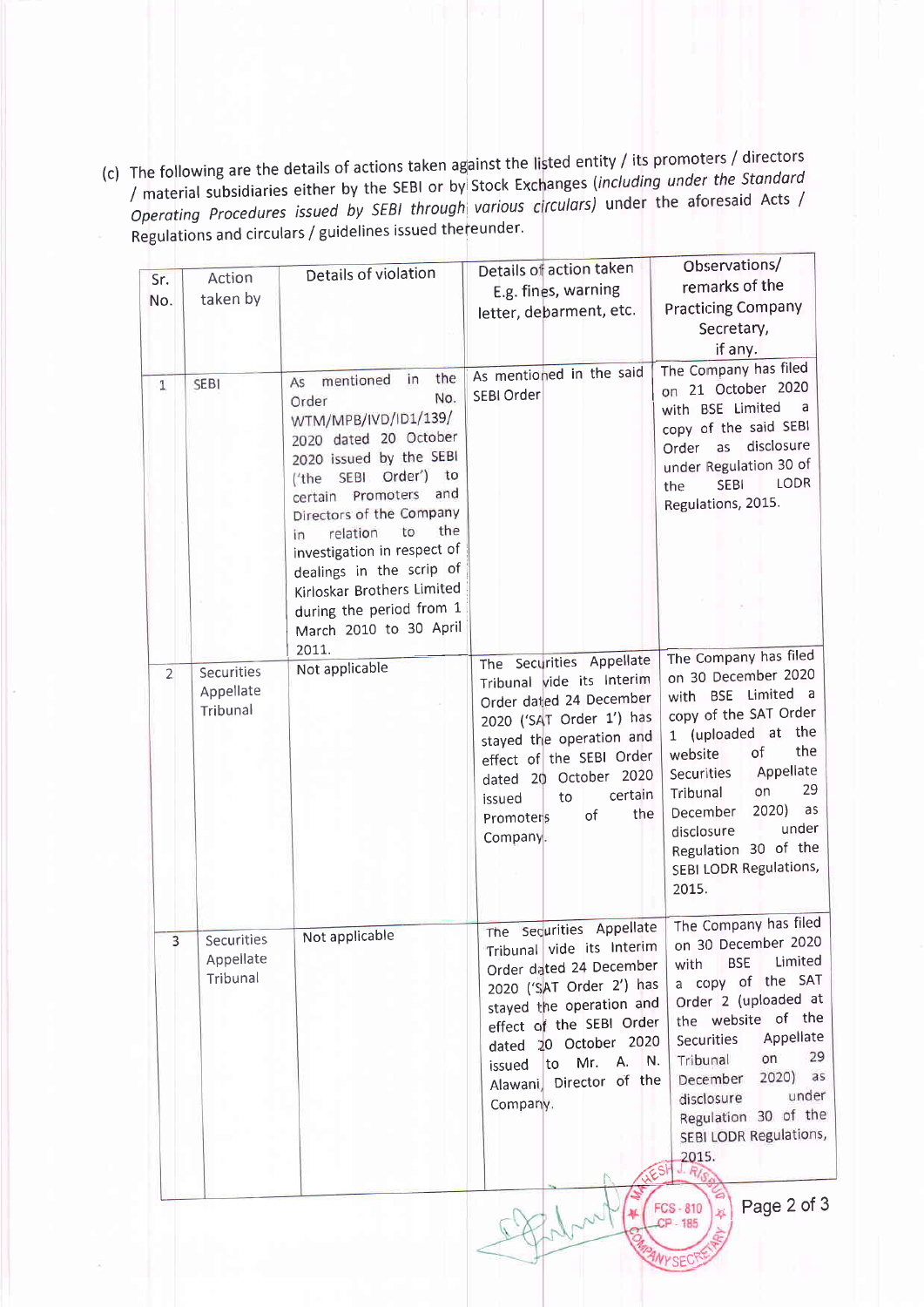(c) The following are the details of actions taken against the listed entity / its promoters / directors / material subsidiaries either by the SEBI or by Stock Exchanges (*including under the Standard Operating Procedures issued by SEBI through various circulars*) under the aforesaid Acts / Regulations and circulars / guidelines issued thereunder.

| Sr. No. | Action taken by | Details of violation | Details of action taken E.g. fines, warning letter, debarment, etc. | Observations/ remarks of the Practicing Company Secretary, if any. |
|---|---|---|---|---|
| 1 | SEBI | As mentioned in the Order No. WTM/MPB/IVD/ID1/139/2020 dated 20 October 2020 issued by the SEBI ('the SEBI Order') to certain Promoters and Directors of the Company in relation to the investigation in respect of dealings in the scrip of Kirloskar Brothers Limited during the period from 1 March 2010 to 30 April 2011. | As mentioned in the said SEBI Order | The Company has filed on 21 October 2020 with BSE Limited a copy of the said SEBI Order as disclosure under Regulation 30 of the SEBI LODR Regulations, 2015. |
| 2 | Securities Appellate Tribunal | Not applicable | The Securities Appellate Tribunal vide its Interim Order dated 24 December 2020 ('SAT Order 1') has stayed the operation and effect of the SEBI Order dated 20 October 2020 issued to certain Promoters of the Company. | The Company has filed on 30 December 2020 with BSE Limited a copy of the SAT Order 1 (uploaded at the website of the Securities Appellate Tribunal on 29 December 2020) as disclosure under Regulation 30 of the SEBI LODR Regulations, 2015. |
| 3 | Securities Appellate Tribunal | Not applicable | The Securities Appellate Tribunal vide its Interim Order dated 24 December 2020 ('SAT Order 2') has stayed the operation and effect of the SEBI Order dated 20 October 2020 issued to Mr. A. N. Alawani, Director of the Company. | The Company has filed on 30 December 2020 with BSE Limited a copy of the SAT Order 2 (uploaded at the website of the Securities Appellate Tribunal on 29 December 2020) as disclosure under Regulation 30 of the SEBI LODR Regulations, 2015. |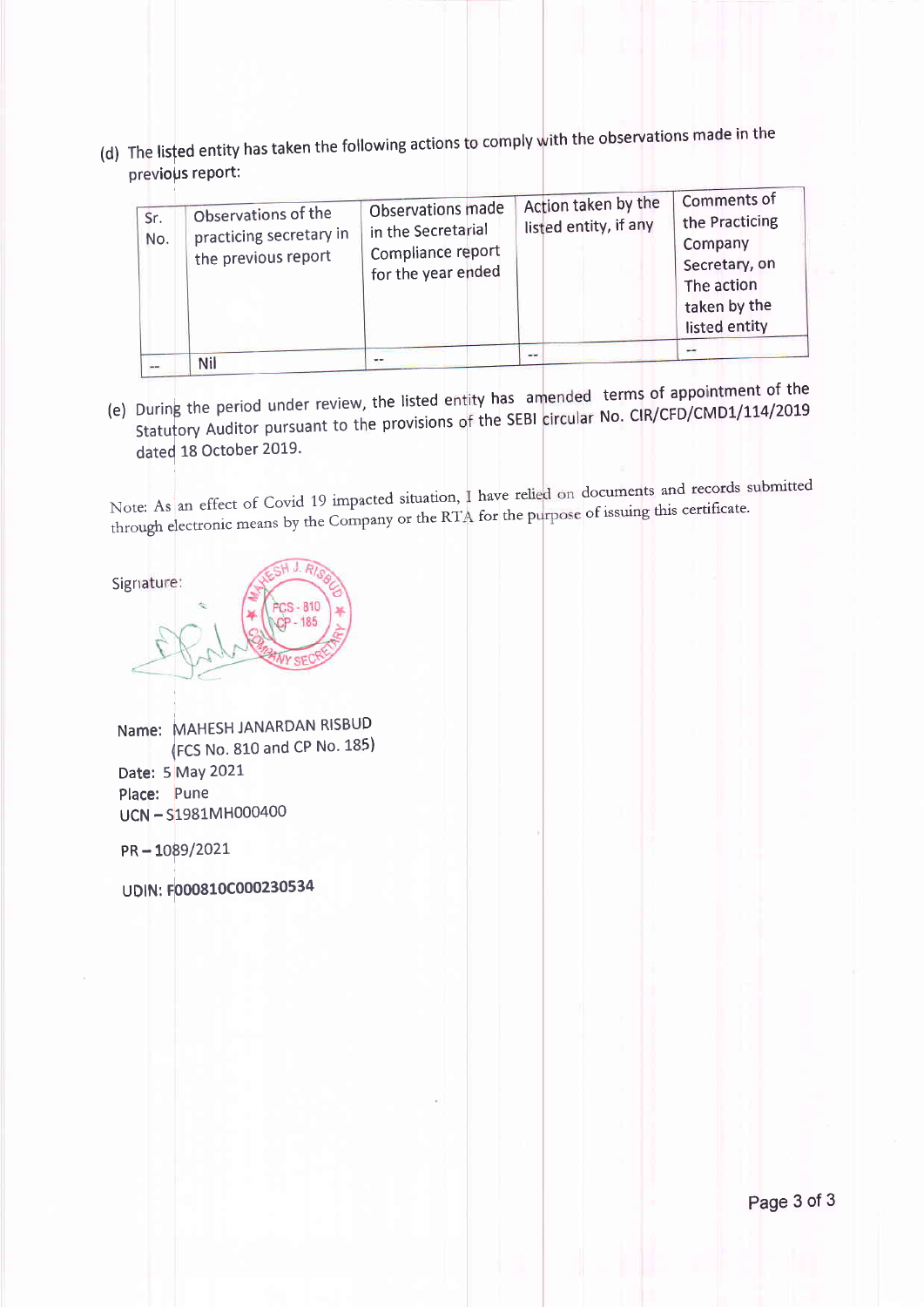(d) The listed entity has taken the following actions to comply with the observations made in the previous report:

| Sr. No. | Observations of the practicing secretary in the previous report | Observations made in the Secretarial Compliance report for the year ended | Action taken by the listed entity, if any | Comments of the Practicing Company Secretary, on The action taken by the listed entity |
|---|---|---|---|---|
| -- | Nil | -- | -- | -- |

(e) During the period under review, the listed entity has amended terms of appointment of the Statutory Auditor pursuant to the provisions of the SEBI circular No. CIR/CFD/CMD1/114/2019 dated 18 October 2019.

Note: As an effect of Covid 19 impacted situation, I have relied on documents and records submitted through electronic means by the Company or the RTA for the purpose of issuing this certificate.

Signature:

Name: MAHESH JANARDAN RISBUD
(FCS No. 810 and CP No. 185)

Date: 5 May 2021

Place: Pune

UCN – S1981MH000400

PR – 1089/2021

UDIN: F000810C000230534